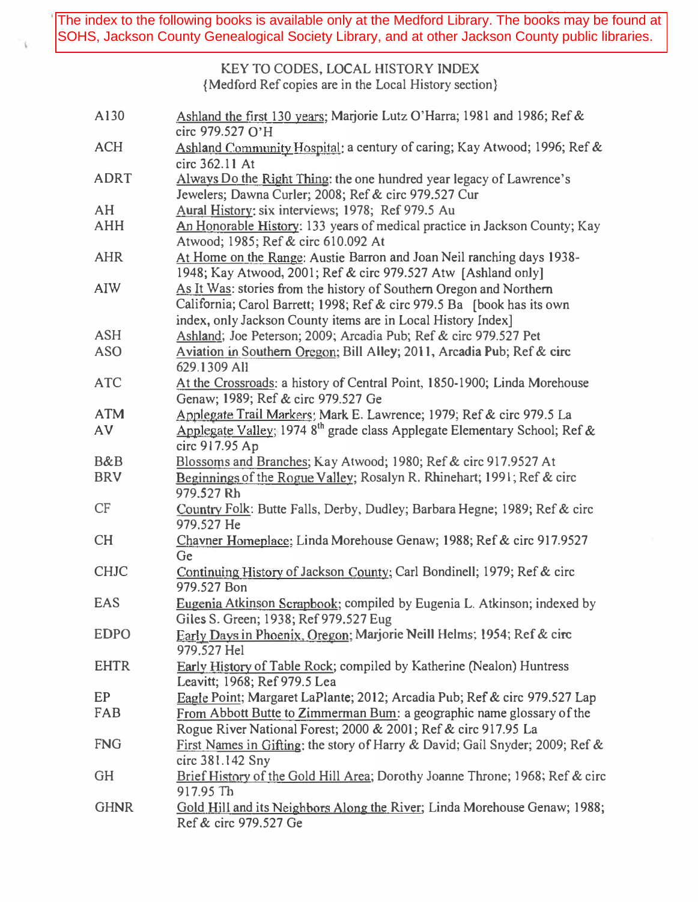The index to the following books is available only at the Medford Library. The books may be found at SOHS, Jackson County Genealogical Society Library, and at other Jackson County public libraries.

## KEY TO CODES, LOCAL HISTORY INDEX
{Medford Ref copies are in the Local History section}

| | |
|---|---|
| A130 | Ashland the first 130 years; Marjorie Lutz O'Harra; 1981 and 1986; Ref & circ 979.527 O'H |
| ACH | Ashland Community Hospital: a century of caring; Kay Atwood; 1996; Ref & circ 362.11 At |
| ADRT | Always Do the Right Thing: the one hundred year legacy of Lawrence's Jewelers; Dawna Curler; 2008; Ref & circ 979.527 Cur |
| AH | Aural History: six interviews; 1978; Ref 979.5 Au |
| AHH | An Honorable History: 133 years of medical practice in Jackson County; Kay Atwood; 1985; Ref & circ 610.092 At |
| AHR | At Home on the Range: Austie Barron and Joan Neil ranching days 1938-1948; Kay Atwood, 2001; Ref & circ 979.527 Atw [Ashland only] |
| AIW | As It Was: stories from the history of Southern Oregon and Northern California; Carol Barrett; 1998; Ref & circ 979.5 Ba [book has its own index, only Jackson County items are in Local History Index] |
| ASH | Ashland; Joe Peterson; 2009; Arcadia Pub; Ref & circ 979.527 Pet |
| ASO | Aviation in Southern Oregon; Bill Alley; 2011, Arcadia Pub; Ref & circ 629.1309 All |
| ATC | At the Crossroads: a history of Central Point, 1850-1900; Linda Morehouse Genaw; 1989; Ref & circ 979.527 Ge |
| ATM | Applegate Trail Markers; Mark E. Lawrence; 1979; Ref & circ 979.5 La |
| AV | Applegate Valley; 1974 8th grade class Applegate Elementary School; Ref & circ 917.95 Ap |
| B&B | Blossoms and Branches; Kay Atwood; 1980; Ref & circ 917.9527 At |
| BRV | Beginnings of the Rogue Valley; Rosalyn R. Rhinehart; 1991; Ref & circ 979.527 Rh |
| CF | Country Folk: Butte Falls, Derby, Dudley; Barbara Hegne; 1989; Ref & circ 979.527 He |
| CH | Chavner Homeplace; Linda Morehouse Genaw; 1988; Ref & circ 917.9527 Ge |
| CHJC | Continuing History of Jackson County; Carl Bondinell; 1979; Ref & circ 979.527 Bon |
| EAS | Eugenia Atkinson Scrapbook; compiled by Eugenia L. Atkinson; indexed by Giles S. Green; 1938; Ref 979.527 Eug |
| EDPO | Early Days in Phoenix, Oregon; Marjorie Neill Helms; 1954; Ref & circ 979.527 Hel |
| EHTR | Early History of Table Rock; compiled by Katherine (Nealon) Huntress Leavitt; 1968; Ref 979.5 Lea |
| EP | Eagle Point; Margaret LaPlante; 2012; Arcadia Pub; Ref & circ 979.527 Lap |
| FAB | From Abbott Butte to Zimmerman Burn: a geographic name glossary of the Rogue River National Forest; 2000 & 2001; Ref & circ 917.95 La |
| FNG | First Names in Gifting; the story of Harry & David; Gail Snyder; 2009; Ref & circ 381.142 Sny |
| GH | Brief History of the Gold Hill Area; Dorothy Joanne Throne; 1968; Ref & circ 917.95 Th |
| GHNR | Gold Hill and its Neighbors Along the River; Linda Morehouse Genaw; 1988; Ref & circ 979.527 Ge |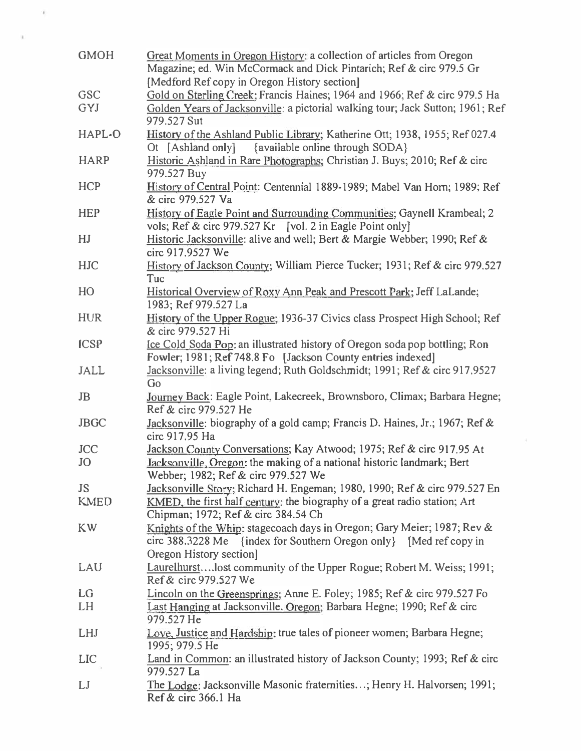| | |
|---|---|
| GMOH | Great Moments in Oregon History: a collection of articles from Oregon Magazine; ed. Win McCormack and Dick Pintarich; Ref & circ 979.5 Gr [Medford Ref copy in Oregon History section] |
| GSC | Gold on Sterling Creek; Francis Haines; 1964 and 1966; Ref & circ 979.5 Ha |
| GYJ | Golden Years of Jacksonville: a pictorial walking tour; Jack Sutton; 1961; Ref 979.527 Sut |
| HAPL-O | History of the Ashland Public Library; Katherine Ott; 1938, 1955; Ref 027.4 Ot [Ashland only] {available online through SODA} |
| HARP | Historic Ashland in Rare Photographs; Christian J. Buys; 2010; Ref & circ 979.527 Buy |
| HCP | History of Central Point: Centennial 1889-1989; Mabel Van Horn; 1989; Ref & circ 979.527 Va |
| HEP | History of Eagle Point and Surrounding Communities; Gaynell Krambeal; 2 vols; Ref & circ 979.527 Kr [vol. 2 in Eagle Point only] |
| HJ | Historic Jacksonville: alive and well; Bert & Margie Webber; 1990; Ref & circ 917.9527 We |
| HJC | History of Jackson County; William Pierce Tucker; 1931; Ref & circ 979.527 Tuc |
| HO | Historical Overview of Roxy Ann Peak and Prescott Park; Jeff LaLande; 1983; Ref 979.527 La |
| HUR | History of the Upper Rogue; 1936-37 Civics class Prospect High School; Ref & circ 979.527 Hi |
| ICSP | Ice Cold Soda Pop: an illustrated history of Oregon soda pop bottling; Ron Fowler; 1981; Ref 748.8 Fo [Jackson County entries indexed] |
| JALL | Jacksonville: a living legend; Ruth Goldschmidt; 1991; Ref & circ 917.9527 Go |
| JB | Journey Back: Eagle Point, Lakecreek, Brownsboro, Climax; Barbara Hegne; Ref & circ 979.527 He |
| JBGC | Jacksonville: biography of a gold camp; Francis D. Haines, Jr.; 1967; Ref & circ 917.95 Ha |
| JCC | Jackson County Conversations; Kay Atwood; 1975; Ref & circ 917.95 At |
| JO | Jacksonville, Oregon: the making of a national historic landmark; Bert Webber; 1982; Ref & circ 979.527 We |
| JS | Jacksonville Story; Richard H. Engeman; 1980, 1990; Ref & circ 979.527 En |
| KMED | KMED, the first half century: the biography of a great radio station; Art Chipman; 1972; Ref & circ 384.54 Ch |
| KW | Knights of the Whip: stagecoach days in Oregon; Gary Meier; 1987; Rev & circ 388.3228 Me {index for Southern Oregon only} [Med ref copy in Oregon History section] |
| LAU | Laurelhurst....lost community of the Upper Rogue; Robert M. Weiss; 1991; Ref & circ 979.527 We |
| LG | Lincoln on the Greensprings; Anne E. Foley; 1985; Ref & circ 979.527 Fo |
| LH | Last Hanging at Jacksonville, Oregon; Barbara Hegne; 1990; Ref & circ 979.527 He |
| LHJ | Love, Justice and Hardship: true tales of pioneer women; Barbara Hegne; 1995; 979.5 He |
| LIC | Land in Common: an illustrated history of Jackson County; 1993; Ref & circ 979.527 La |
| LJ | The Lodge: Jacksonville Masonic fraternities...; Henry H. Halvorsen; 1991; Ref & circ 366.1 Ha |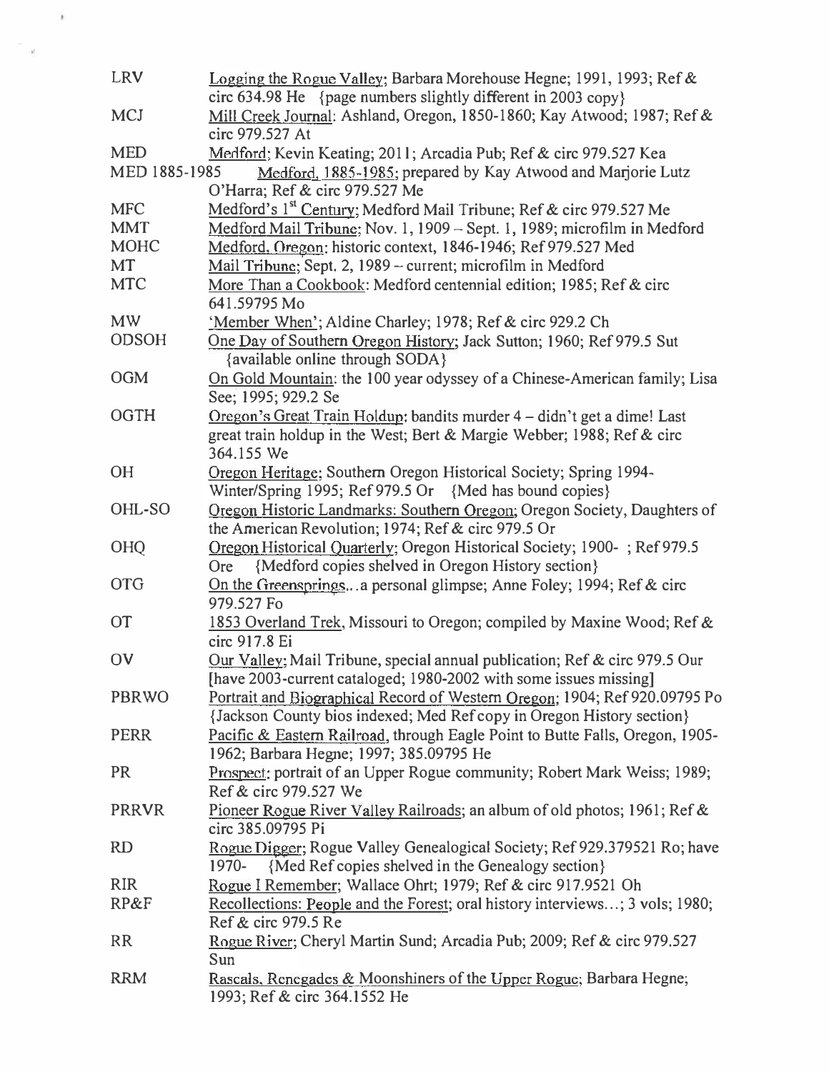| | |
|---|---|
| LRV | Logging the Rogue Valley; Barbara Morehouse Hegne; 1991, 1993; Ref & circ 634.98 He {page numbers slightly different in 2003 copy} |
| MCJ | Mill Creek Journal: Ashland, Oregon, 1850-1860; Kay Atwood; 1987; Ref & circ 979.527 At |
| MED | Medford; Kevin Keating; 2011; Arcadia Pub; Ref & circ 979.527 Kea |
| MED 1885-1985 | Medford, 1885-1985; prepared by Kay Atwood and Marjorie Lutz O'Harra; Ref & circ 979.527 Me |
| MFC | Medford's 1st Century; Medford Mail Tribune; Ref & circ 979.527 Me |
| MMT | Medford Mail Tribune; Nov. 1, 1909 – Sept. 1, 1989; microfilm in Medford |
| MOHC | Medford, Oregon: historic context, 1846-1946; Ref 979.527 Med |
| MT | Mail Tribune; Sept. 2, 1989 – current; microfilm in Medford |
| MTC | More Than a Cookbook: Medford centennial edition; 1985; Ref & circ 641.59795 Mo |
| MW | 'Member When'; Aldine Charley; 1978; Ref & circ 929.2 Ch |
| ODSOH | One Day of Southern Oregon History; Jack Sutton; 1960; Ref 979.5 Sut {available online through SODA} |
| OGM | On Gold Mountain: the 100 year odyssey of a Chinese-American family; Lisa See; 1995; 929.2 Se |
| OGTH | Oregon's Great Train Holdup: bandits murder 4 – didn't get a dime! Last great train holdup in the West; Bert & Margie Webber; 1988; Ref & circ 364.155 We |
| OH | Oregon Heritage; Southern Oregon Historical Society; Spring 1994-Winter/Spring 1995; Ref 979.5 Or {Med has bound copies} |
| OHL-SO | Oregon Historic Landmarks: Southern Oregon; Oregon Society, Daughters of the American Revolution; 1974; Ref & circ 979.5 Or |
| OHQ | Oregon Historical Quarterly; Oregon Historical Society; 1900- ; Ref 979.5 Ore {Medford copies shelved in Oregon History section} |
| OTG | On the Greensprings...a personal glimpse; Anne Foley; 1994; Ref & circ 979.527 Fo |
| OT | 1853 Overland Trek, Missouri to Oregon; compiled by Maxine Wood; Ref & circ 917.8 Ei |
| OV | Our Valley; Mail Tribune, special annual publication; Ref & circ 979.5 Our [have 2003-current cataloged; 1980-2002 with some issues missing] |
| PBRWO | Portrait and Biographical Record of Western Oregon; 1904; Ref 920.09795 Po {Jackson County bios indexed; Med Ref copy in Oregon History section} |
| PERR | Pacific & Eastern Railroad, through Eagle Point to Butte Falls, Oregon, 1905-1962; Barbara Hegne; 1997; 385.09795 He |
| PR | Prospect; portrait of an Upper Rogue community; Robert Mark Weiss; 1989; Ref & circ 979.527 We |
| PRRVR | Pioneer Rogue River Valley Railroads; an album of old photos; 1961; Ref & circ 385.09795 Pi |
| RD | Rogue Digger; Rogue Valley Genealogical Society; Ref 929.379521 Ro; have 1970- {Med Ref copies shelved in the Genealogy section} |
| RIR | Rogue I Remember; Wallace Ohrt; 1979; Ref & circ 917.9521 Oh |
| RP&F | Recollections: People and the Forest; oral history interviews…; 3 vols; 1980; Ref & circ 979.5 Re |
| RR | Rogue River; Cheryl Martin Sund; Arcadia Pub; 2009; Ref & circ 979.527 Sun |
| RRM | Rascals, Renegades & Moonshiners of the Upper Rogue; Barbara Hegne; 1993; Ref & circ 364.1552 He |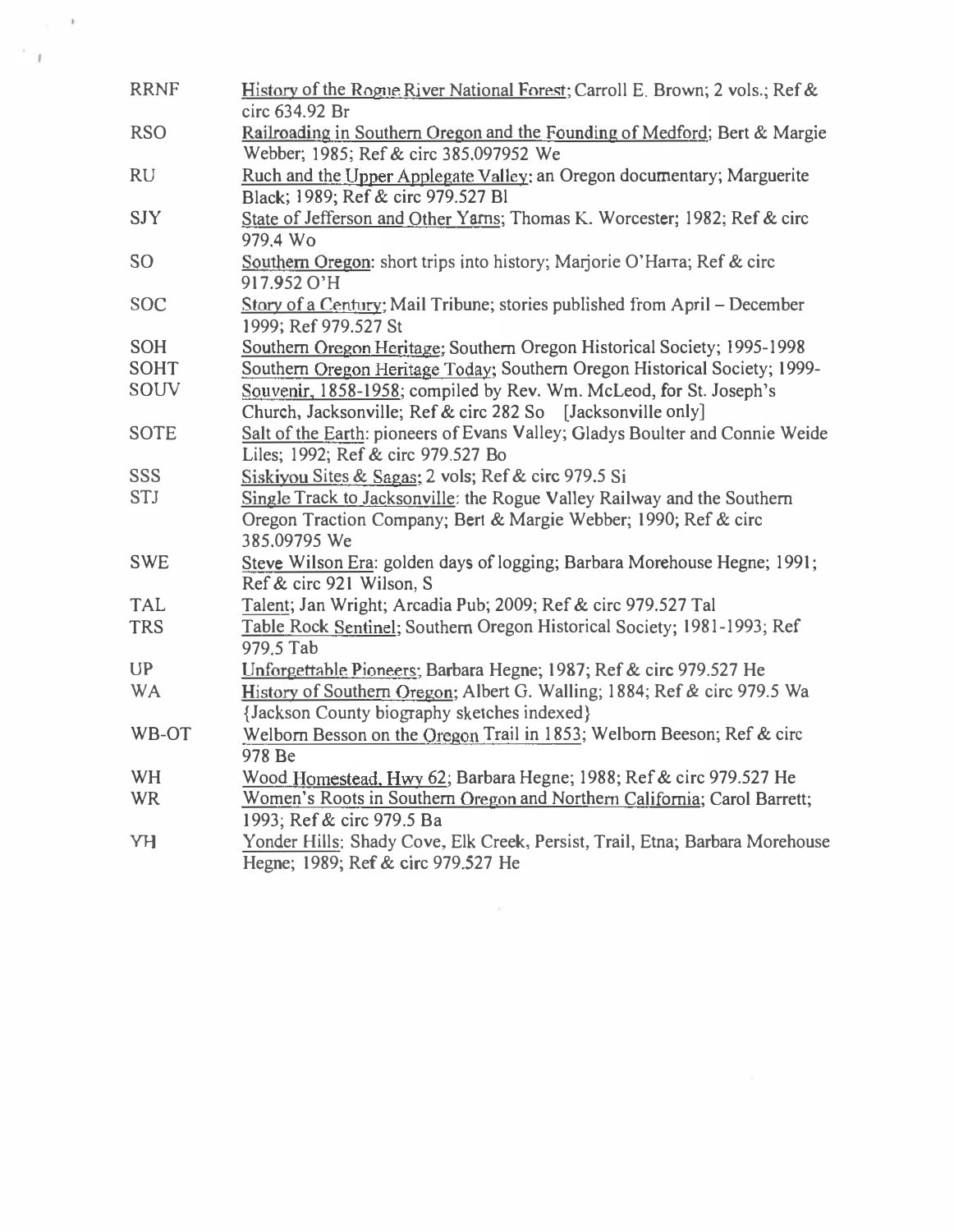| | |
|---|---|
| RRNF | History of the Rogue River National Forest; Carroll E. Brown; 2 vols.; Ref & circ 634.92 Br |
| RSO | Railroading in Southern Oregon and the Founding of Medford; Bert & Margie Webber; 1985; Ref & circ 385.097952 We |
| RU | Ruch and the Upper Applegate Valley: an Oregon documentary; Marguerite Black; 1989; Ref & circ 979.527 Bl |
| SJY | State of Jefferson and Other Yarns; Thomas K. Worcester; 1982; Ref & circ 979.4 Wo |
| SO | Southern Oregon: short trips into history; Marjorie O'Harra; Ref & circ 917.952 O'H |
| SOC | Story of a Century; Mail Tribune; stories published from April – December 1999; Ref 979.527 St |
| SOH | Southern Oregon Heritage; Southern Oregon Historical Society; 1995-1998 |
| SOHT | Southern Oregon Heritage Today; Southern Oregon Historical Society; 1999- |
| SOUV | Souvenir, 1858-1958; compiled by Rev. Wm. McLeod, for St. Joseph's Church, Jacksonville; Ref & circ 282 So [Jacksonville only] |
| SOTE | Salt of the Earth: pioneers of Evans Valley; Gladys Boulter and Connie Weide Liles; 1992; Ref & circ 979.527 Bo |
| SSS | Siskiyou Sites & Sagas; 2 vols; Ref & circ 979.5 Si |
| STJ | Single Track to Jacksonville: the Rogue Valley Railway and the Southern Oregon Traction Company; Bert & Margie Webber; 1990; Ref & circ 385.09795 We |
| SWE | Steve Wilson Era: golden days of logging; Barbara Morehouse Hegne; 1991; Ref & circ 921 Wilson, S |
| TAL | Talent; Jan Wright; Arcadia Pub; 2009; Ref & circ 979.527 Tal |
| TRS | Table Rock Sentinel; Southern Oregon Historical Society; 1981-1993; Ref 979.5 Tab |
| UP | Unforgettable Pioneers; Barbara Hegne; 1987; Ref & circ 979.527 He |
| WA | History of Southern Oregon; Albert G. Walling; 1884; Ref & circ 979.5 Wa {Jackson County biography sketches indexed} |
| WB-OT | Welborn Besson on the Oregon Trail in 1853; Welborn Beeson; Ref & circ 978 Be |
| WH | Wood Homestead, Hwy 62; Barbara Hegne; 1988; Ref & circ 979.527 He |
| WR | Women's Roots in Southern Oregon and Northern California; Carol Barrett; 1993; Ref & circ 979.5 Ba |
| YH | Yonder Hills: Shady Cove, Elk Creek, Persist, Trail, Etna; Barbara Morehouse Hegne; 1989; Ref & circ 979.527 He |